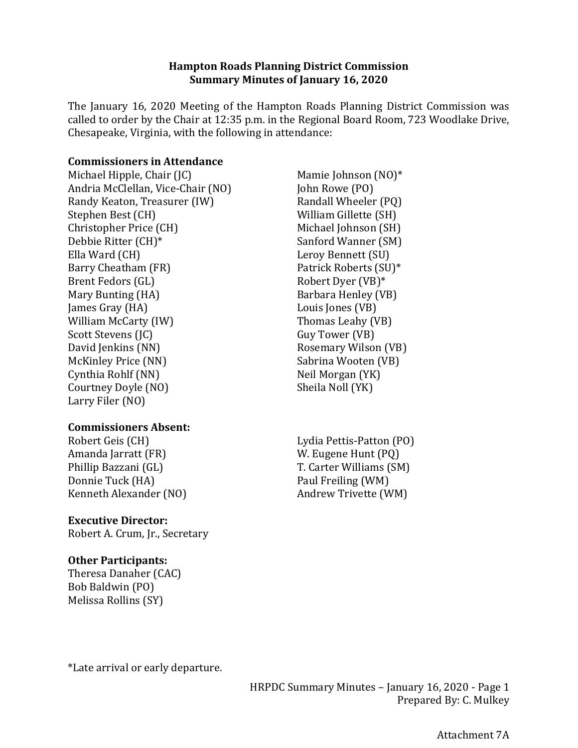**Hampton Roads Planning District Commission**
**Summary Minutes of January 16, 2020**

The January 16, 2020 Meeting of the Hampton Roads Planning District Commission was called to order by the Chair at 12:35 p.m. in the Regional Board Room, 723 Woodlake Drive, Chesapeake, Virginia, with the following in attendance:

**Commissioners in Attendance**

Michael Hipple, Chair (JC)
Andria McClellan, Vice-Chair (NO)
Randy Keaton, Treasurer (IW)
Stephen Best (CH)
Christopher Price (CH)
Debbie Ritter (CH)*
Ella Ward (CH)
Barry Cheatham (FR)
Brent Fedors (GL)
Mary Bunting (HA)
James Gray (HA)
William McCarty (IW)
Scott Stevens (JC)
David Jenkins (NN)
McKinley Price (NN)
Cynthia Rohlf (NN)
Courtney Doyle (NO)
Larry Filer (NO)
Mamie Johnson (NO)*
John Rowe (PO)
Randall Wheeler (PQ)
William Gillette (SH)
Michael Johnson (SH)
Sanford Wanner (SM)
Leroy Bennett (SU)
Patrick Roberts (SU)*
Robert Dyer (VB)*
Barbara Henley (VB)
Louis Jones (VB)
Thomas Leahy (VB)
Guy Tower (VB)
Rosemary Wilson (VB)
Sabrina Wooten (VB)
Neil Morgan (YK)
Sheila Noll (YK)

**Commissioners Absent:**

Robert Geis (CH)
Amanda Jarratt (FR)
Phillip Bazzani (GL)
Donnie Tuck (HA)
Kenneth Alexander (NO)
Lydia Pettis-Patton (PO)
W. Eugene Hunt (PQ)
T. Carter Williams (SM)
Paul Freiling (WM)
Andrew Trivette (WM)

**Executive Director:**

Robert A. Crum, Jr., Secretary

**Other Participants:**

Theresa Danaher (CAC)
Bob Baldwin (PO)
Melissa Rollins (SY)

*Late arrival or early departure.

Prepared By: C. Mulkey

Attachment 7A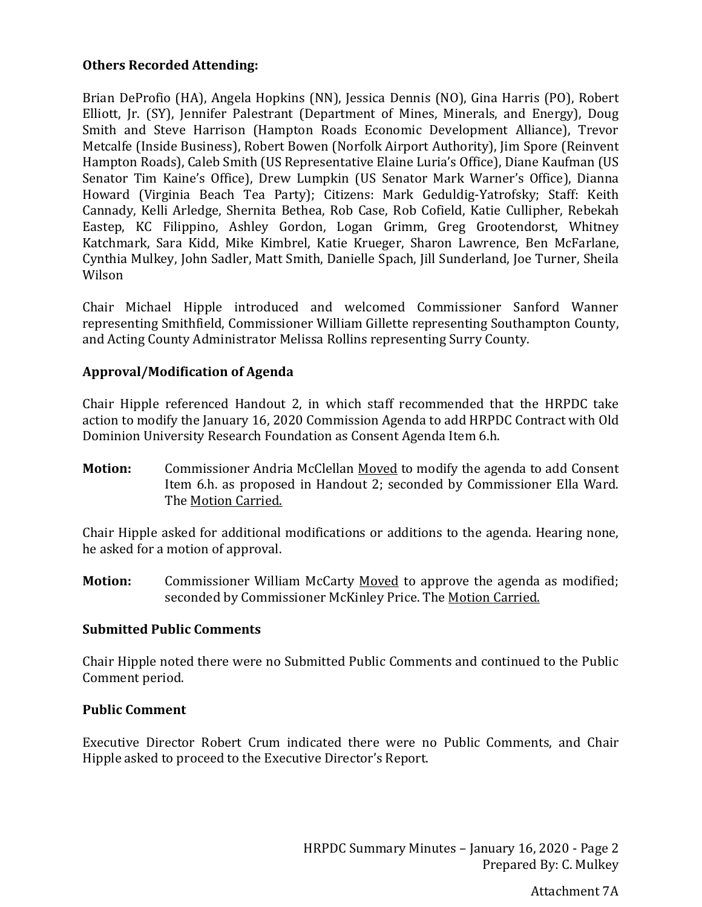**Others Recorded Attending:**

Brian DeProfio (HA), Angela Hopkins (NN), Jessica Dennis (NO), Gina Harris (PO), Robert Elliott, Jr. (SY), Jennifer Palestrant (Department of Mines, Minerals, and Energy), Doug Smith and Steve Harrison (Hampton Roads Economic Development Alliance), Trevor Metcalfe (Inside Business), Robert Bowen (Norfolk Airport Authority), Jim Spore (Reinvent Hampton Roads), Caleb Smith (US Representative Elaine Luria's Office), Diane Kaufman (US Senator Tim Kaine's Office), Drew Lumpkin (US Senator Mark Warner's Office), Dianna Howard (Virginia Beach Tea Party); Citizens: Mark Geduldig-Yatrofsky; Staff: Keith Cannady, Kelli Arledge, Shernita Bethea, Rob Case, Rob Cofield, Katie Cullipher, Rebekah Eastep, KC Filippino, Ashley Gordon, Logan Grimm, Greg Grootendorst, Whitney Katchmark, Sara Kidd, Mike Kimbrel, Katie Krueger, Sharon Lawrence, Ben McFarlane, Cynthia Mulkey, John Sadler, Matt Smith, Danielle Spach, Jill Sunderland, Joe Turner, Sheila Wilson

Chair Michael Hipple introduced and welcomed Commissioner Sanford Wanner representing Smithfield, Commissioner William Gillette representing Southampton County, and Acting County Administrator Melissa Rollins representing Surry County.

**Approval/Modification of Agenda**

Chair Hipple referenced Handout 2, in which staff recommended that the HRPDC take action to modify the January 16, 2020 Commission Agenda to add HRPDC Contract with Old Dominion University Research Foundation as Consent Agenda Item 6.h.

**Motion:** Commissioner Andria McClellan Moved to modify the agenda to add Consent Item 6.h. as proposed in Handout 2; seconded by Commissioner Ella Ward. The Motion Carried.

Chair Hipple asked for additional modifications or additions to the agenda. Hearing none, he asked for a motion of approval.

**Motion:** Commissioner William McCarty Moved to approve the agenda as modified; seconded by Commissioner McKinley Price. The Motion Carried.

**Submitted Public Comments**

Chair Hipple noted there were no Submitted Public Comments and continued to the Public Comment period.

**Public Comment**

Executive Director Robert Crum indicated there were no Public Comments, and Chair Hipple asked to proceed to the Executive Director's Report.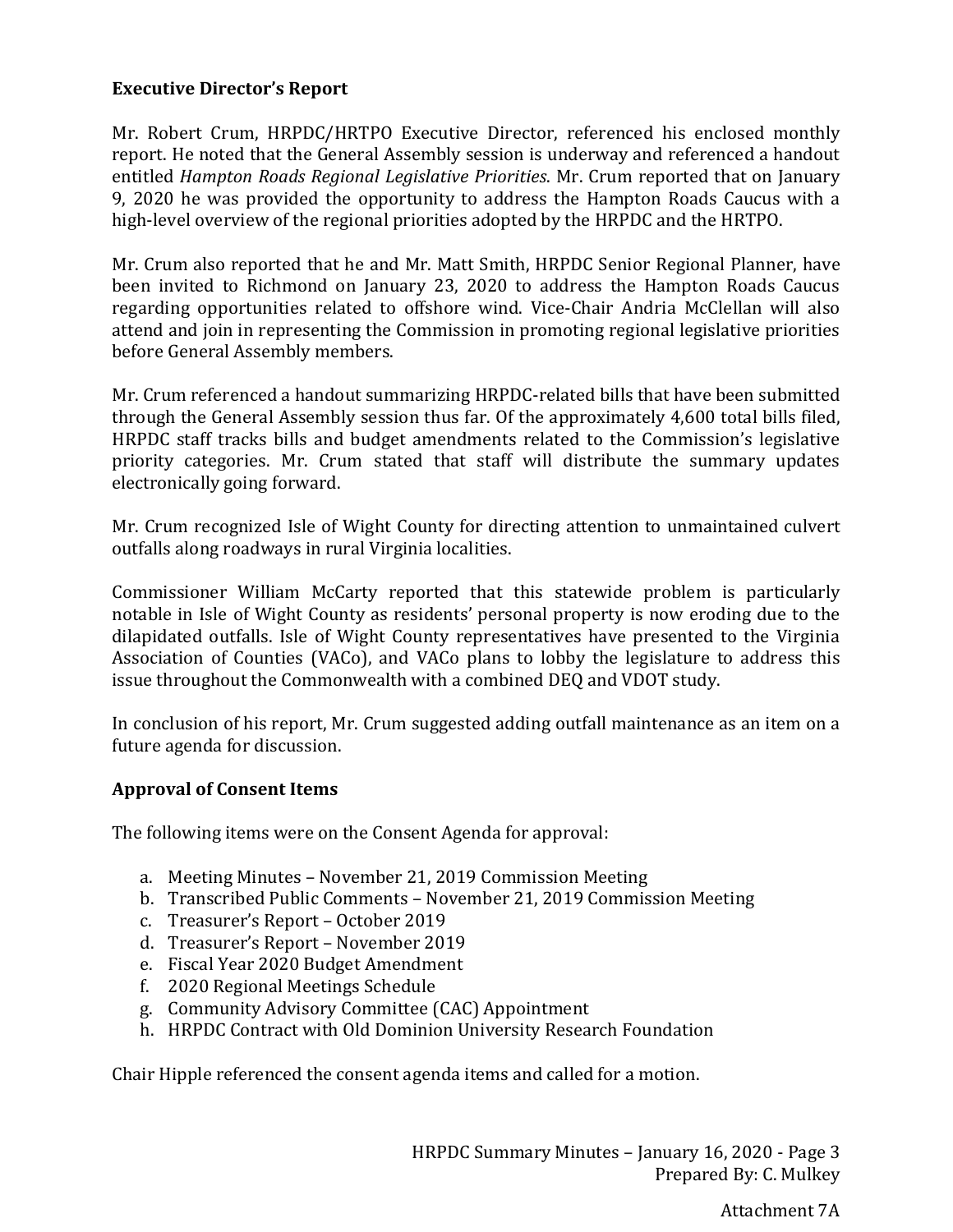**Executive Director's Report**

Mr. Robert Crum, HRPDC/HRTPO Executive Director, referenced his enclosed monthly report. He noted that the General Assembly session is underway and referenced a handout entitled *Hampton Roads Regional Legislative Priorities*. Mr. Crum reported that on January 9, 2020 he was provided the opportunity to address the Hampton Roads Caucus with a high-level overview of the regional priorities adopted by the HRPDC and the HRTPO.

Mr. Crum also reported that he and Mr. Matt Smith, HRPDC Senior Regional Planner, have been invited to Richmond on January 23, 2020 to address the Hampton Roads Caucus regarding opportunities related to offshore wind. Vice-Chair Andria McClellan will also attend and join in representing the Commission in promoting regional legislative priorities before General Assembly members.

Mr. Crum referenced a handout summarizing HRPDC-related bills that have been submitted through the General Assembly session thus far. Of the approximately 4,600 total bills filed, HRPDC staff tracks bills and budget amendments related to the Commission's legislative priority categories. Mr. Crum stated that staff will distribute the summary updates electronically going forward.

Mr. Crum recognized Isle of Wight County for directing attention to unmaintained culvert outfalls along roadways in rural Virginia localities.

Commissioner William McCarty reported that this statewide problem is particularly notable in Isle of Wight County as residents' personal property is now eroding due to the dilapidated outfalls. Isle of Wight County representatives have presented to the Virginia Association of Counties (VACo), and VACo plans to lobby the legislature to address this issue throughout the Commonwealth with a combined DEQ and VDOT study.

In conclusion of his report, Mr. Crum suggested adding outfall maintenance as an item on a future agenda for discussion.

**Approval of Consent Items**

The following items were on the Consent Agenda for approval:

a. Meeting Minutes – November 21, 2019 Commission Meeting
b. Transcribed Public Comments – November 21, 2019 Commission Meeting
c. Treasurer's Report – October 2019
d. Treasurer's Report – November 2019
e. Fiscal Year 2020 Budget Amendment
f. 2020 Regional Meetings Schedule
g. Community Advisory Committee (CAC) Appointment
h. HRPDC Contract with Old Dominion University Research Foundation

Chair Hipple referenced the consent agenda items and called for a motion.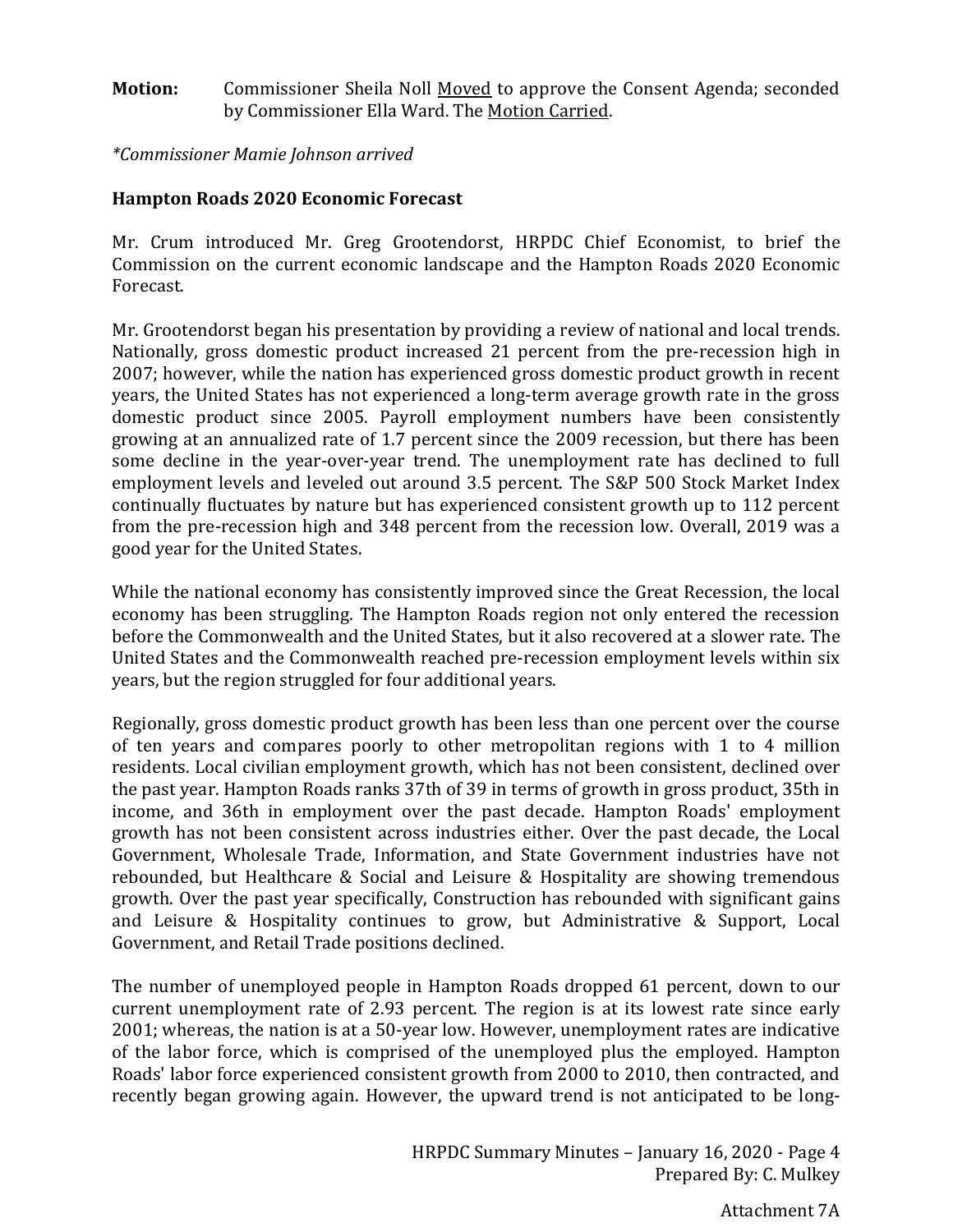**Motion:** Commissioner Sheila Noll Moved to approve the Consent Agenda; seconded by Commissioner Ella Ward. The Motion Carried.

*\*Commissioner Mamie Johnson arrived*

**Hampton Roads 2020 Economic Forecast**

Mr. Crum introduced Mr. Greg Grootendorst, HRPDC Chief Economist, to brief the Commission on the current economic landscape and the Hampton Roads 2020 Economic Forecast.

Mr. Grootendorst began his presentation by providing a review of national and local trends. Nationally, gross domestic product increased 21 percent from the pre-recession high in 2007; however, while the nation has experienced gross domestic product growth in recent years, the United States has not experienced a long-term average growth rate in the gross domestic product since 2005. Payroll employment numbers have been consistently growing at an annualized rate of 1.7 percent since the 2009 recession, but there has been some decline in the year-over-year trend. The unemployment rate has declined to full employment levels and leveled out around 3.5 percent. The S&P 500 Stock Market Index continually fluctuates by nature but has experienced consistent growth up to 112 percent from the pre-recession high and 348 percent from the recession low. Overall, 2019 was a good year for the United States.

While the national economy has consistently improved since the Great Recession, the local economy has been struggling. The Hampton Roads region not only entered the recession before the Commonwealth and the United States, but it also recovered at a slower rate. The United States and the Commonwealth reached pre-recession employment levels within six years, but the region struggled for four additional years.

Regionally, gross domestic product growth has been less than one percent over the course of ten years and compares poorly to other metropolitan regions with 1 to 4 million residents. Local civilian employment growth, which has not been consistent, declined over the past year. Hampton Roads ranks 37th of 39 in terms of growth in gross product, 35th in income, and 36th in employment over the past decade. Hampton Roads' employment growth has not been consistent across industries either. Over the past decade, the Local Government, Wholesale Trade, Information, and State Government industries have not rebounded, but Healthcare & Social and Leisure & Hospitality are showing tremendous growth. Over the past year specifically, Construction has rebounded with significant gains and Leisure & Hospitality continues to grow, but Administrative & Support, Local Government, and Retail Trade positions declined.

The number of unemployed people in Hampton Roads dropped 61 percent, down to our current unemployment rate of 2.93 percent. The region is at its lowest rate since early 2001; whereas, the nation is at a 50-year low. However, unemployment rates are indicative of the labor force, which is comprised of the unemployed plus the employed. Hampton Roads' labor force experienced consistent growth from 2000 to 2010, then contracted, and recently began growing again. However, the upward trend is not anticipated to be long-

HRPDC Summary Minutes – January 16, 2020 - Page 4
Prepared By: C. Mulkey

Attachment 7A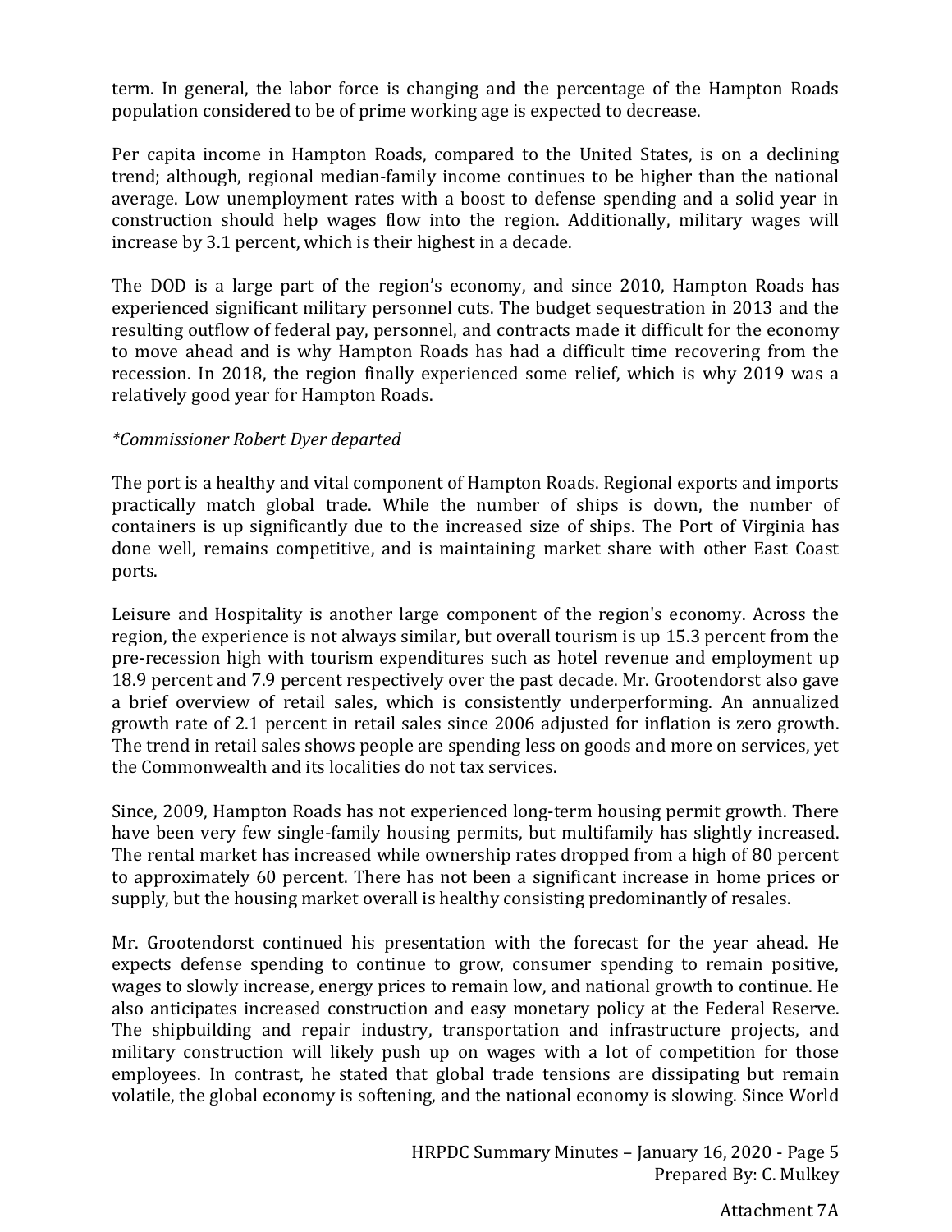term. In general, the labor force is changing and the percentage of the Hampton Roads population considered to be of prime working age is expected to decrease.

Per capita income in Hampton Roads, compared to the United States, is on a declining trend; although, regional median-family income continues to be higher than the national average. Low unemployment rates with a boost to defense spending and a solid year in construction should help wages flow into the region. Additionally, military wages will increase by 3.1 percent, which is their highest in a decade.

The DOD is a large part of the region's economy, and since 2010, Hampton Roads has experienced significant military personnel cuts. The budget sequestration in 2013 and the resulting outflow of federal pay, personnel, and contracts made it difficult for the economy to move ahead and is why Hampton Roads has had a difficult time recovering from the recession. In 2018, the region finally experienced some relief, which is why 2019 was a relatively good year for Hampton Roads.

*\*Commissioner Robert Dyer departed*

The port is a healthy and vital component of Hampton Roads. Regional exports and imports practically match global trade. While the number of ships is down, the number of containers is up significantly due to the increased size of ships. The Port of Virginia has done well, remains competitive, and is maintaining market share with other East Coast ports.

Leisure and Hospitality is another large component of the region's economy. Across the region, the experience is not always similar, but overall tourism is up 15.3 percent from the pre-recession high with tourism expenditures such as hotel revenue and employment up 18.9 percent and 7.9 percent respectively over the past decade. Mr. Grootendorst also gave a brief overview of retail sales, which is consistently underperforming. An annualized growth rate of 2.1 percent in retail sales since 2006 adjusted for inflation is zero growth. The trend in retail sales shows people are spending less on goods and more on services, yet the Commonwealth and its localities do not tax services.

Since, 2009, Hampton Roads has not experienced long-term housing permit growth. There have been very few single-family housing permits, but multifamily has slightly increased. The rental market has increased while ownership rates dropped from a high of 80 percent to approximately 60 percent. There has not been a significant increase in home prices or supply, but the housing market overall is healthy consisting predominantly of resales.

Mr. Grootendorst continued his presentation with the forecast for the year ahead. He expects defense spending to continue to grow, consumer spending to remain positive, wages to slowly increase, energy prices to remain low, and national growth to continue. He also anticipates increased construction and easy monetary policy at the Federal Reserve. The shipbuilding and repair industry, transportation and infrastructure projects, and military construction will likely push up on wages with a lot of competition for those employees. In contrast, he stated that global trade tensions are dissipating but remain volatile, the global economy is softening, and the national economy is slowing. Since World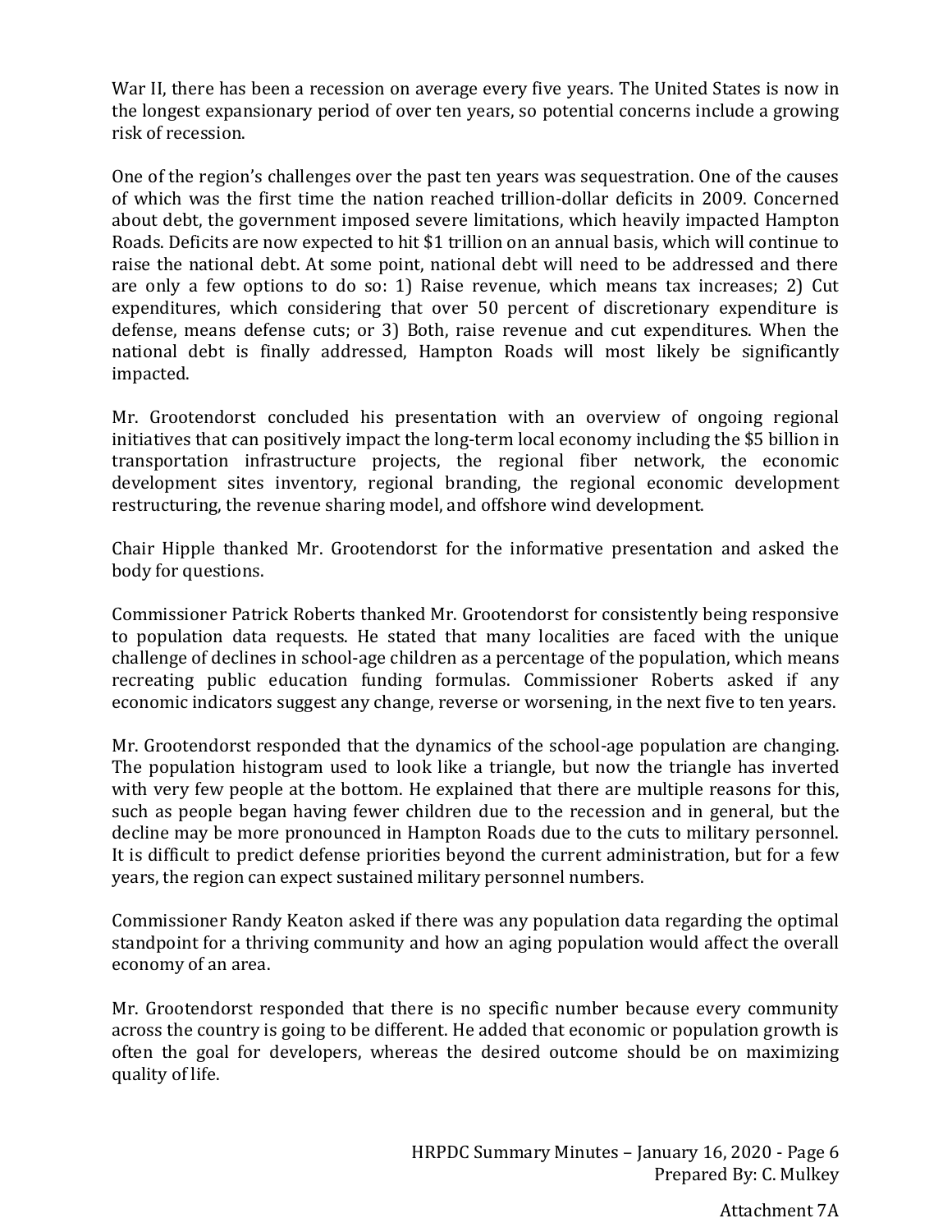War II, there has been a recession on average every five years. The United States is now in the longest expansionary period of over ten years, so potential concerns include a growing risk of recession.

One of the region's challenges over the past ten years was sequestration. One of the causes of which was the first time the nation reached trillion-dollar deficits in 2009. Concerned about debt, the government imposed severe limitations, which heavily impacted Hampton Roads. Deficits are now expected to hit $1 trillion on an annual basis, which will continue to raise the national debt. At some point, national debt will need to be addressed and there are only a few options to do so: 1) Raise revenue, which means tax increases; 2) Cut expenditures, which considering that over 50 percent of discretionary expenditure is defense, means defense cuts; or 3) Both, raise revenue and cut expenditures. When the national debt is finally addressed, Hampton Roads will most likely be significantly impacted.

Mr. Grootendorst concluded his presentation with an overview of ongoing regional initiatives that can positively impact the long-term local economy including the $5 billion in transportation infrastructure projects, the regional fiber network, the economic development sites inventory, regional branding, the regional economic development restructuring, the revenue sharing model, and offshore wind development.

Chair Hipple thanked Mr. Grootendorst for the informative presentation and asked the body for questions.

Commissioner Patrick Roberts thanked Mr. Grootendorst for consistently being responsive to population data requests. He stated that many localities are faced with the unique challenge of declines in school-age children as a percentage of the population, which means recreating public education funding formulas. Commissioner Roberts asked if any economic indicators suggest any change, reverse or worsening, in the next five to ten years.

Mr. Grootendorst responded that the dynamics of the school-age population are changing. The population histogram used to look like a triangle, but now the triangle has inverted with very few people at the bottom. He explained that there are multiple reasons for this, such as people began having fewer children due to the recession and in general, but the decline may be more pronounced in Hampton Roads due to the cuts to military personnel. It is difficult to predict defense priorities beyond the current administration, but for a few years, the region can expect sustained military personnel numbers.

Commissioner Randy Keaton asked if there was any population data regarding the optimal standpoint for a thriving community and how an aging population would affect the overall economy of an area.

Mr. Grootendorst responded that there is no specific number because every community across the country is going to be different. He added that economic or population growth is often the goal for developers, whereas the desired outcome should be on maximizing quality of life.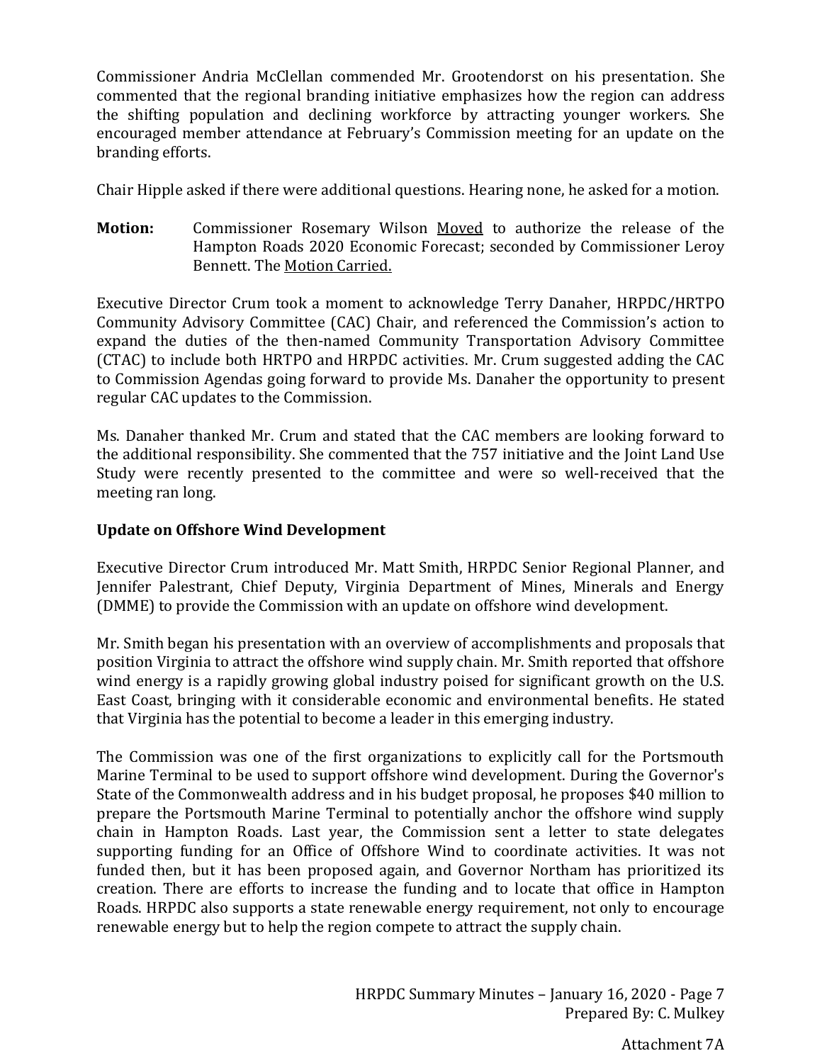Commissioner Andria McClellan commended Mr. Grootendorst on his presentation. She commented that the regional branding initiative emphasizes how the region can address the shifting population and declining workforce by attracting younger workers. She encouraged member attendance at February's Commission meeting for an update on the branding efforts.

Chair Hipple asked if there were additional questions. Hearing none, he asked for a motion.

**Motion:** Commissioner Rosemary Wilson Moved to authorize the release of the Hampton Roads 2020 Economic Forecast; seconded by Commissioner Leroy Bennett. The Motion Carried.

Executive Director Crum took a moment to acknowledge Terry Danaher, HRPDC/HRTPO Community Advisory Committee (CAC) Chair, and referenced the Commission's action to expand the duties of the then-named Community Transportation Advisory Committee (CTAC) to include both HRTPO and HRPDC activities. Mr. Crum suggested adding the CAC to Commission Agendas going forward to provide Ms. Danaher the opportunity to present regular CAC updates to the Commission.

Ms. Danaher thanked Mr. Crum and stated that the CAC members are looking forward to the additional responsibility. She commented that the 757 initiative and the Joint Land Use Study were recently presented to the committee and were so well-received that the meeting ran long.

**Update on Offshore Wind Development**

Executive Director Crum introduced Mr. Matt Smith, HRPDC Senior Regional Planner, and Jennifer Palestrant, Chief Deputy, Virginia Department of Mines, Minerals and Energy (DMME) to provide the Commission with an update on offshore wind development.

Mr. Smith began his presentation with an overview of accomplishments and proposals that position Virginia to attract the offshore wind supply chain. Mr. Smith reported that offshore wind energy is a rapidly growing global industry poised for significant growth on the U.S. East Coast, bringing with it considerable economic and environmental benefits. He stated that Virginia has the potential to become a leader in this emerging industry.

The Commission was one of the first organizations to explicitly call for the Portsmouth Marine Terminal to be used to support offshore wind development. During the Governor's State of the Commonwealth address and in his budget proposal, he proposes $40 million to prepare the Portsmouth Marine Terminal to potentially anchor the offshore wind supply chain in Hampton Roads. Last year, the Commission sent a letter to state delegates supporting funding for an Office of Offshore Wind to coordinate activities. It was not funded then, but it has been proposed again, and Governor Northam has prioritized its creation. There are efforts to increase the funding and to locate that office in Hampton Roads. HRPDC also supports a state renewable energy requirement, not only to encourage renewable energy but to help the region compete to attract the supply chain.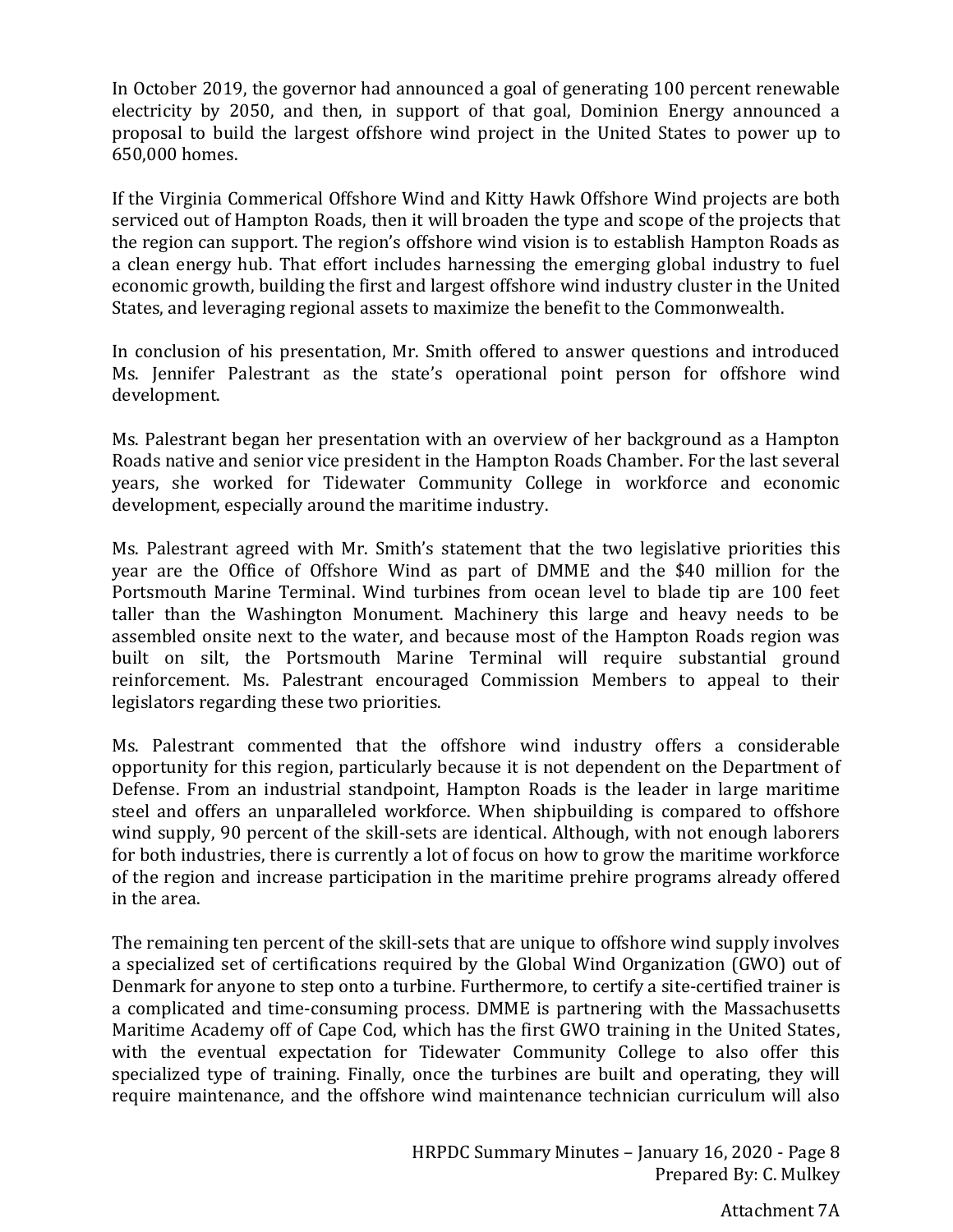In October 2019, the governor had announced a goal of generating 100 percent renewable electricity by 2050, and then, in support of that goal, Dominion Energy announced a proposal to build the largest offshore wind project in the United States to power up to 650,000 homes.

If the Virginia Commerical Offshore Wind and Kitty Hawk Offshore Wind projects are both serviced out of Hampton Roads, then it will broaden the type and scope of the projects that the region can support. The region's offshore wind vision is to establish Hampton Roads as a clean energy hub. That effort includes harnessing the emerging global industry to fuel economic growth, building the first and largest offshore wind industry cluster in the United States, and leveraging regional assets to maximize the benefit to the Commonwealth.

In conclusion of his presentation, Mr. Smith offered to answer questions and introduced Ms. Jennifer Palestrant as the state's operational point person for offshore wind development.

Ms. Palestrant began her presentation with an overview of her background as a Hampton Roads native and senior vice president in the Hampton Roads Chamber. For the last several years, she worked for Tidewater Community College in workforce and economic development, especially around the maritime industry.

Ms. Palestrant agreed with Mr. Smith's statement that the two legislative priorities this year are the Office of Offshore Wind as part of DMME and the $40 million for the Portsmouth Marine Terminal. Wind turbines from ocean level to blade tip are 100 feet taller than the Washington Monument. Machinery this large and heavy needs to be assembled onsite next to the water, and because most of the Hampton Roads region was built on silt, the Portsmouth Marine Terminal will require substantial ground reinforcement. Ms. Palestrant encouraged Commission Members to appeal to their legislators regarding these two priorities.

Ms. Palestrant commented that the offshore wind industry offers a considerable opportunity for this region, particularly because it is not dependent on the Department of Defense. From an industrial standpoint, Hampton Roads is the leader in large maritime steel and offers an unparalleled workforce. When shipbuilding is compared to offshore wind supply, 90 percent of the skill-sets are identical. Although, with not enough laborers for both industries, there is currently a lot of focus on how to grow the maritime workforce of the region and increase participation in the maritime prehire programs already offered in the area.

The remaining ten percent of the skill-sets that are unique to offshore wind supply involves a specialized set of certifications required by the Global Wind Organization (GWO) out of Denmark for anyone to step onto a turbine. Furthermore, to certify a site-certified trainer is a complicated and time-consuming process. DMME is partnering with the Massachusetts Maritime Academy off of Cape Cod, which has the first GWO training in the United States, with the eventual expectation for Tidewater Community College to also offer this specialized type of training. Finally, once the turbines are built and operating, they will require maintenance, and the offshore wind maintenance technician curriculum will also

HRPDC Summary Minutes – January 16, 2020 - Page 8
Prepared By: C. Mulkey

Attachment 7A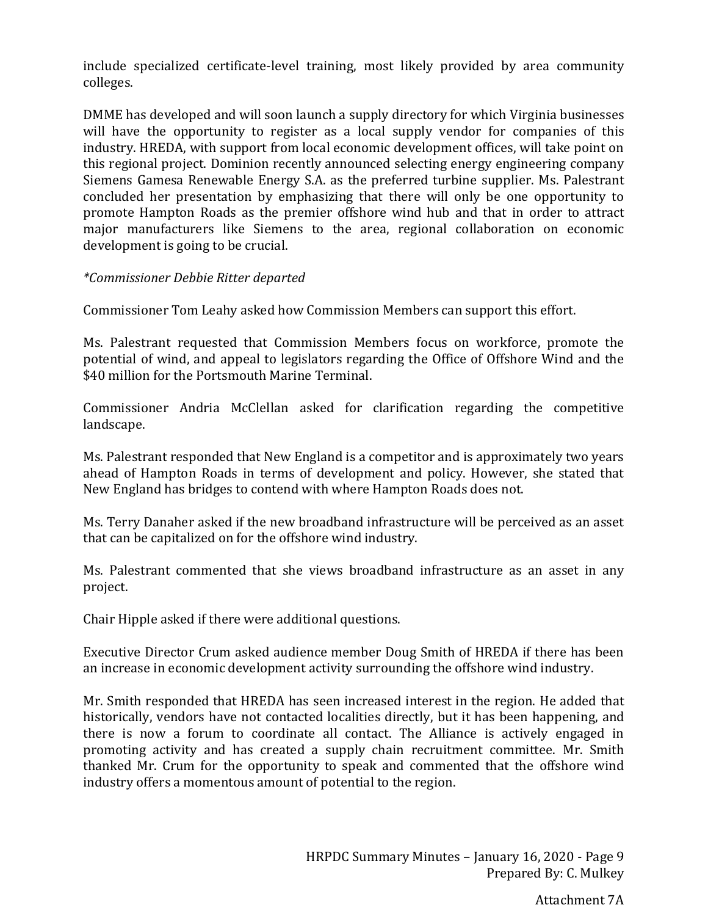include specialized certificate-level training, most likely provided by area community colleges.

DMME has developed and will soon launch a supply directory for which Virginia businesses will have the opportunity to register as a local supply vendor for companies of this industry. HREDA, with support from local economic development offices, will take point on this regional project. Dominion recently announced selecting energy engineering company Siemens Gamesa Renewable Energy S.A. as the preferred turbine supplier. Ms. Palestrant concluded her presentation by emphasizing that there will only be one opportunity to promote Hampton Roads as the premier offshore wind hub and that in order to attract major manufacturers like Siemens to the area, regional collaboration on economic development is going to be crucial.

*\*Commissioner Debbie Ritter departed*

Commissioner Tom Leahy asked how Commission Members can support this effort.

Ms. Palestrant requested that Commission Members focus on workforce, promote the potential of wind, and appeal to legislators regarding the Office of Offshore Wind and the $40 million for the Portsmouth Marine Terminal.

Commissioner Andria McClellan asked for clarification regarding the competitive landscape.

Ms. Palestrant responded that New England is a competitor and is approximately two years ahead of Hampton Roads in terms of development and policy. However, she stated that New England has bridges to contend with where Hampton Roads does not.

Ms. Terry Danaher asked if the new broadband infrastructure will be perceived as an asset that can be capitalized on for the offshore wind industry.

Ms. Palestrant commented that she views broadband infrastructure as an asset in any project.

Chair Hipple asked if there were additional questions.

Executive Director Crum asked audience member Doug Smith of HREDA if there has been an increase in economic development activity surrounding the offshore wind industry.

Mr. Smith responded that HREDA has seen increased interest in the region. He added that historically, vendors have not contacted localities directly, but it has been happening, and there is now a forum to coordinate all contact. The Alliance is actively engaged in promoting activity and has created a supply chain recruitment committee. Mr. Smith thanked Mr. Crum for the opportunity to speak and commented that the offshore wind industry offers a momentous amount of potential to the region.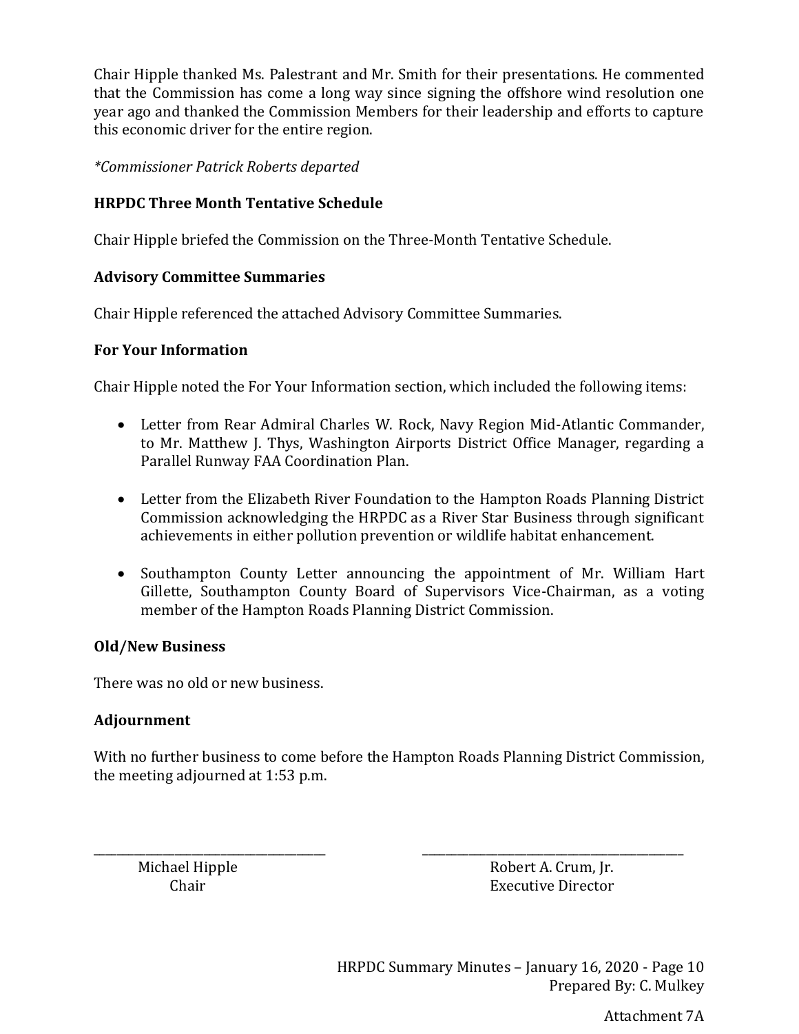Chair Hipple thanked Ms. Palestrant and Mr. Smith for their presentations. He commented that the Commission has come a long way since signing the offshore wind resolution one year ago and thanked the Commission Members for their leadership and efforts to capture this economic driver for the entire region.

*\*Commissioner Patrick Roberts departed*

**HRPDC Three Month Tentative Schedule**

Chair Hipple briefed the Commission on the Three-Month Tentative Schedule.

**Advisory Committee Summaries**

Chair Hipple referenced the attached Advisory Committee Summaries.

**For Your Information**

Chair Hipple noted the For Your Information section, which included the following items:

- Letter from Rear Admiral Charles W. Rock, Navy Region Mid-Atlantic Commander, to Mr. Matthew J. Thys, Washington Airports District Office Manager, regarding a Parallel Runway FAA Coordination Plan.
- Letter from the Elizabeth River Foundation to the Hampton Roads Planning District Commission acknowledging the HRPDC as a River Star Business through significant achievements in either pollution prevention or wildlife habitat enhancement.
- Southampton County Letter announcing the appointment of Mr. William Hart Gillette, Southampton County Board of Supervisors Vice-Chairman, as a voting member of the Hampton Roads Planning District Commission.

**Old/New Business**

There was no old or new business.

**Adjournment**

With no further business to come before the Hampton Roads Planning District Commission, the meeting adjourned at 1:53 p.m.

\_\_\_\_\_\_\_\_\_\_\_\_\_\_\_\_\_\_\_\_\_\_\_\_\_\_\_\_\_\_\_\_\_\_\_\_
Michael Hipple
Chair

\_\_\_\_\_\_\_\_\_\_\_\_\_\_\_\_\_\_\_\_\_\_\_\_\_\_\_\_\_\_\_\_\_\_\_\_
Robert A. Crum, Jr.
Executive Director

HRPDC Summary Minutes – January 16, 2020 - Page 10
Prepared By: C. Mulkey

Attachment 7A